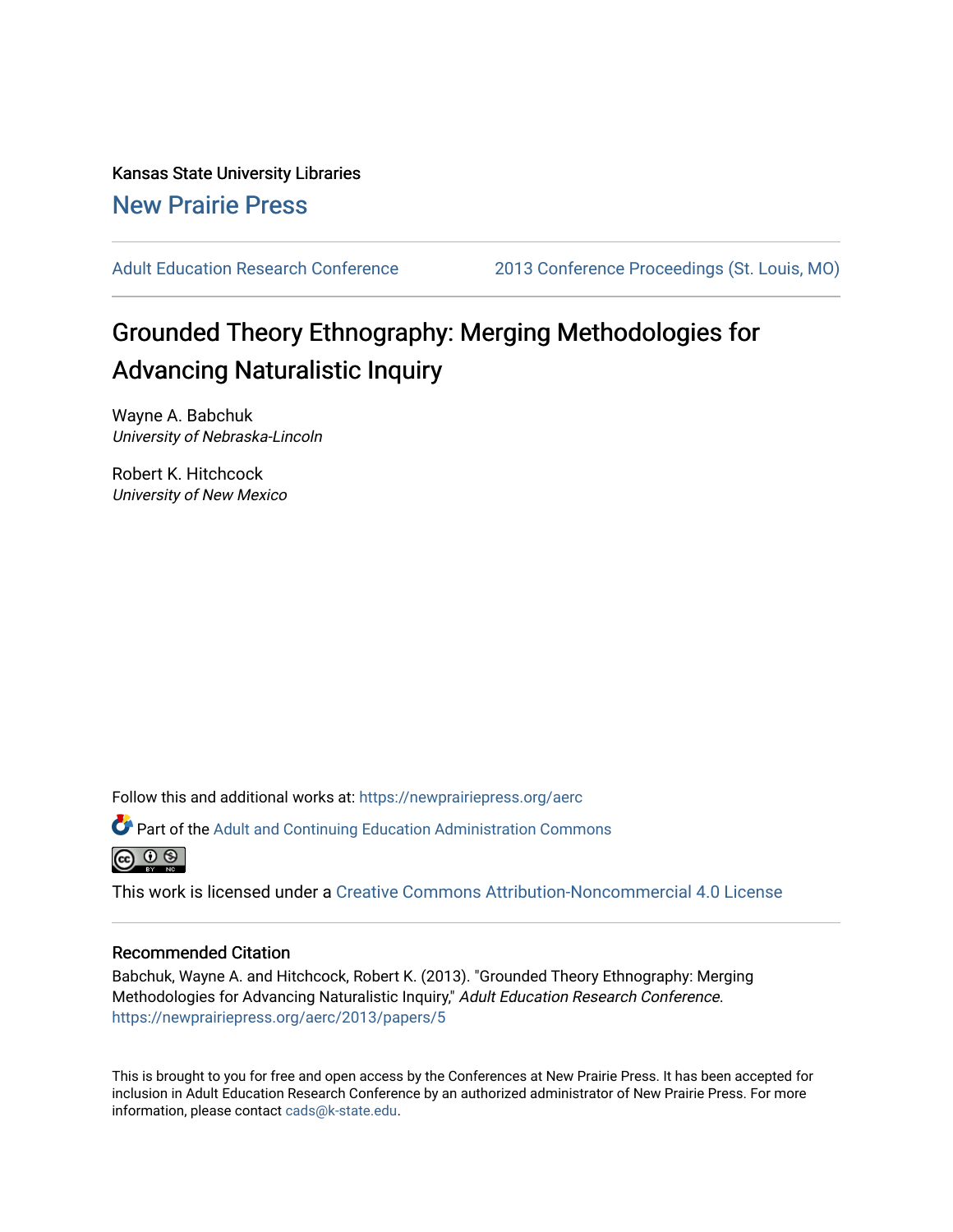Kansas State University Libraries

New Prairie Press

Adult Education Research Conference | 2013 Conference Proceedings (St. Louis, MO)

# Grounded Theory Ethnography: Merging Methodologies for Advancing Naturalistic Inquiry

Wayne A. Babchuk
*University of Nebraska-Lincoln*

Robert K. Hitchcock
*University of New Mexico*

Follow this and additional works at: https://newprairiepress.org/aerc

Part of the Adult and Continuing Education Administration Commons

This work is licensed under a Creative Commons Attribution-Noncommercial 4.0 License

## Recommended Citation

Babchuk, Wayne A. and Hitchcock, Robert K. (2013). "Grounded Theory Ethnography: Merging Methodologies for Advancing Naturalistic Inquiry," *Adult Education Research Conference*. https://newprairiepress.org/aerc/2013/papers/5

This is brought to you for free and open access by the Conferences at New Prairie Press. It has been accepted for inclusion in Adult Education Research Conference by an authorized administrator of New Prairie Press. For more information, please contact cads@k-state.edu.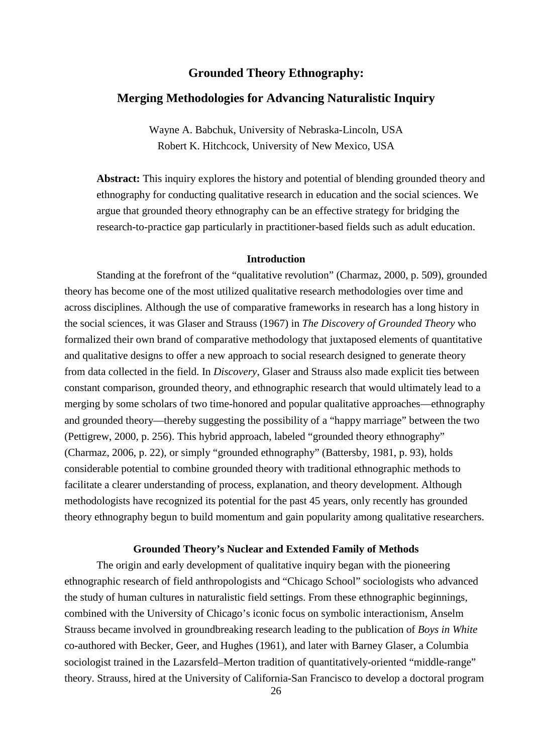# Grounded Theory Ethnography:

# Merging Methodologies for Advancing Naturalistic Inquiry

Wayne A. Babchuk, University of Nebraska-Lincoln, USA
Robert K. Hitchcock, University of New Mexico, USA

**Abstract:** This inquiry explores the history and potential of blending grounded theory and ethnography for conducting qualitative research in education and the social sciences. We argue that grounded theory ethnography can be an effective strategy for bridging the research-to-practice gap particularly in practitioner-based fields such as adult education.

## Introduction

Standing at the forefront of the "qualitative revolution" (Charmaz, 2000, p. 509), grounded theory has become one of the most utilized qualitative research methodologies over time and across disciplines. Although the use of comparative frameworks in research has a long history in the social sciences, it was Glaser and Strauss (1967) in *The Discovery of Grounded Theory* who formalized their own brand of comparative methodology that juxtaposed elements of quantitative and qualitative designs to offer a new approach to social research designed to generate theory from data collected in the field. In *Discovery*, Glaser and Strauss also made explicit ties between constant comparison, grounded theory, and ethnographic research that would ultimately lead to a merging by some scholars of two time-honored and popular qualitative approaches—ethnography and grounded theory—thereby suggesting the possibility of a "happy marriage" between the two (Pettigrew, 2000, p. 256). This hybrid approach, labeled "grounded theory ethnography" (Charmaz, 2006, p. 22), or simply "grounded ethnography" (Battersby, 1981, p. 93), holds considerable potential to combine grounded theory with traditional ethnographic methods to facilitate a clearer understanding of process, explanation, and theory development. Although methodologists have recognized its potential for the past 45 years, only recently has grounded theory ethnography begun to build momentum and gain popularity among qualitative researchers.

## Grounded Theory's Nuclear and Extended Family of Methods

The origin and early development of qualitative inquiry began with the pioneering ethnographic research of field anthropologists and "Chicago School" sociologists who advanced the study of human cultures in naturalistic field settings. From these ethnographic beginnings, combined with the University of Chicago's iconic focus on symbolic interactionism, Anselm Strauss became involved in groundbreaking research leading to the publication of *Boys in White* co-authored with Becker, Geer, and Hughes (1961), and later with Barney Glaser, a Columbia sociologist trained in the Lazarsfeld–Merton tradition of quantitatively-oriented "middle-range" theory. Strauss, hired at the University of California-San Francisco to develop a doctoral program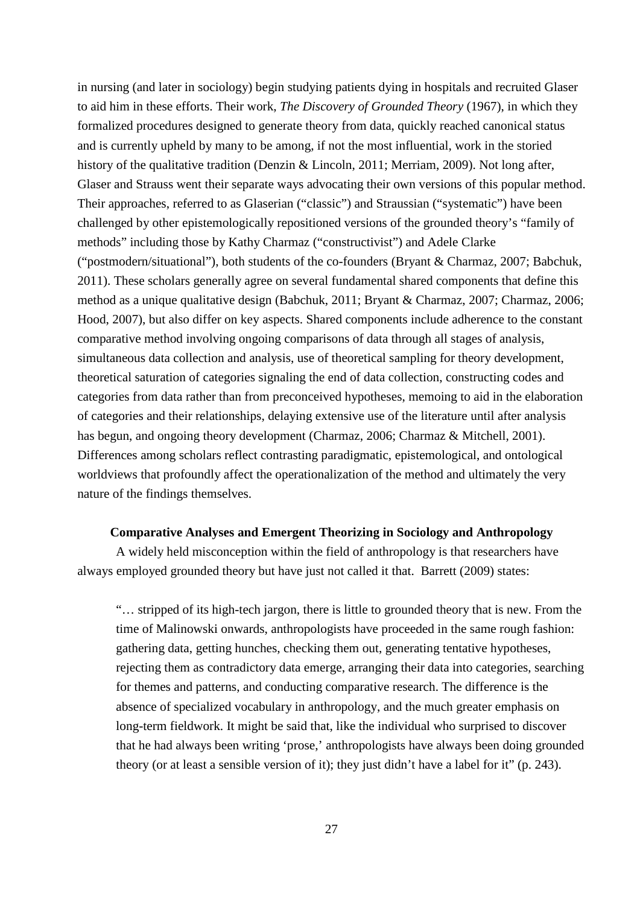in nursing (and later in sociology) begin studying patients dying in hospitals and recruited Glaser to aid him in these efforts. Their work, *The Discovery of Grounded Theory* (1967), in which they formalized procedures designed to generate theory from data, quickly reached canonical status and is currently upheld by many to be among, if not the most influential, work in the storied history of the qualitative tradition (Denzin & Lincoln, 2011; Merriam, 2009). Not long after, Glaser and Strauss went their separate ways advocating their own versions of this popular method. Their approaches, referred to as Glaserian ("classic") and Straussian ("systematic") have been challenged by other epistemologically repositioned versions of the grounded theory's "family of methods" including those by Kathy Charmaz ("constructivist") and Adele Clarke ("postmodern/situational"), both students of the co-founders (Bryant & Charmaz, 2007; Babchuk, 2011). These scholars generally agree on several fundamental shared components that define this method as a unique qualitative design (Babchuk, 2011; Bryant & Charmaz, 2007; Charmaz, 2006; Hood, 2007), but also differ on key aspects. Shared components include adherence to the constant comparative method involving ongoing comparisons of data through all stages of analysis, simultaneous data collection and analysis, use of theoretical sampling for theory development, theoretical saturation of categories signaling the end of data collection, constructing codes and categories from data rather than from preconceived hypotheses, memoing to aid in the elaboration of categories and their relationships, delaying extensive use of the literature until after analysis has begun, and ongoing theory development (Charmaz, 2006; Charmaz & Mitchell, 2001). Differences among scholars reflect contrasting paradigmatic, epistemological, and ontological worldviews that profoundly affect the operationalization of the method and ultimately the very nature of the findings themselves.

## Comparative Analyses and Emergent Theorizing in Sociology and Anthropology

A widely held misconception within the field of anthropology is that researchers have always employed grounded theory but have just not called it that. Barrett (2009) states:

> "… stripped of its high-tech jargon, there is little to grounded theory that is new. From the time of Malinowski onwards, anthropologists have proceeded in the same rough fashion: gathering data, getting hunches, checking them out, generating tentative hypotheses, rejecting them as contradictory data emerge, arranging their data into categories, searching for themes and patterns, and conducting comparative research. The difference is the absence of specialized vocabulary in anthropology, and the much greater emphasis on long-term fieldwork. It might be said that, like the individual who surprised to discover that he had always been writing 'prose,' anthropologists have always been doing grounded theory (or at least a sensible version of it); they just didn't have a label for it" (p. 243).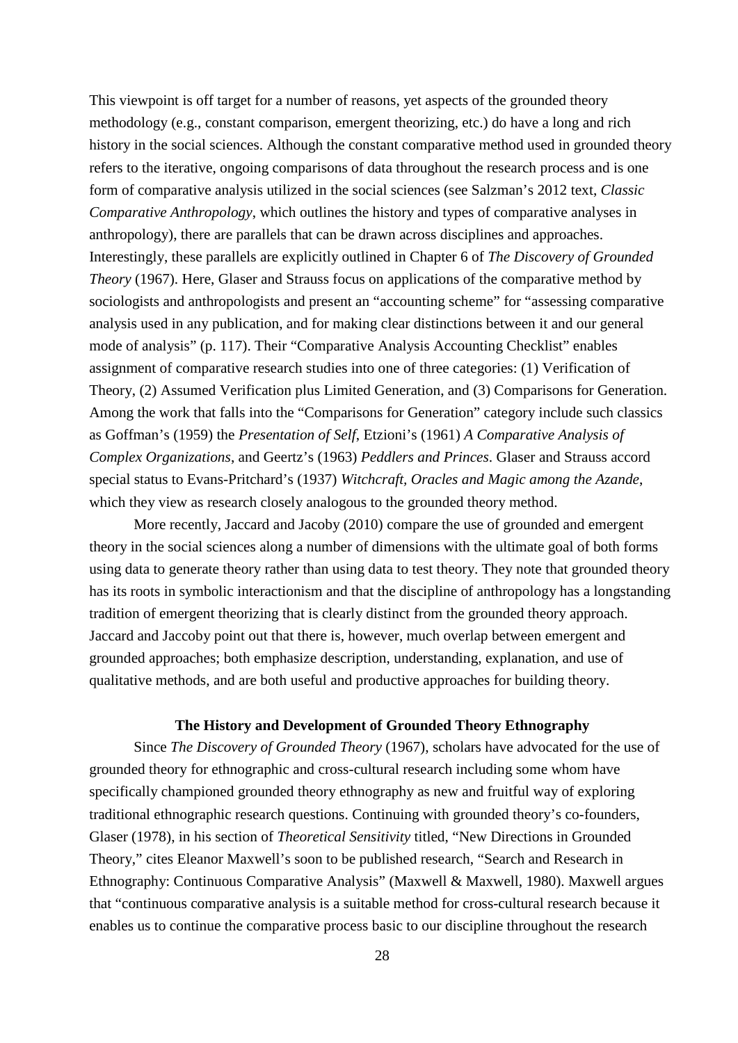This viewpoint is off target for a number of reasons, yet aspects of the grounded theory methodology (e.g., constant comparison, emergent theorizing, etc.) do have a long and rich history in the social sciences. Although the constant comparative method used in grounded theory refers to the iterative, ongoing comparisons of data throughout the research process and is one form of comparative analysis utilized in the social sciences (see Salzman's 2012 text, *Classic Comparative Anthropology*, which outlines the history and types of comparative analyses in anthropology), there are parallels that can be drawn across disciplines and approaches. Interestingly, these parallels are explicitly outlined in Chapter 6 of *The Discovery of Grounded Theory* (1967). Here, Glaser and Strauss focus on applications of the comparative method by sociologists and anthropologists and present an "accounting scheme" for "assessing comparative analysis used in any publication, and for making clear distinctions between it and our general mode of analysis" (p. 117). Their "Comparative Analysis Accounting Checklist" enables assignment of comparative research studies into one of three categories: (1) Verification of Theory, (2) Assumed Verification plus Limited Generation, and (3) Comparisons for Generation. Among the work that falls into the "Comparisons for Generation" category include such classics as Goffman's (1959) the *Presentation of Self*, Etzioni's (1961) *A Comparative Analysis of Complex Organizations*, and Geertz's (1963) *Peddlers and Princes*. Glaser and Strauss accord special status to Evans-Pritchard's (1937) *Witchcraft, Oracles and Magic among the Azande*, which they view as research closely analogous to the grounded theory method.

More recently, Jaccard and Jacoby (2010) compare the use of grounded and emergent theory in the social sciences along a number of dimensions with the ultimate goal of both forms using data to generate theory rather than using data to test theory. They note that grounded theory has its roots in symbolic interactionism and that the discipline of anthropology has a longstanding tradition of emergent theorizing that is clearly distinct from the grounded theory approach. Jaccard and Jaccoby point out that there is, however, much overlap between emergent and grounded approaches; both emphasize description, understanding, explanation, and use of qualitative methods, and are both useful and productive approaches for building theory.

### The History and Development of Grounded Theory Ethnography

Since *The Discovery of Grounded Theory* (1967), scholars have advocated for the use of grounded theory for ethnographic and cross-cultural research including some whom have specifically championed grounded theory ethnography as new and fruitful way of exploring traditional ethnographic research questions. Continuing with grounded theory's co-founders, Glaser (1978), in his section of *Theoretical Sensitivity* titled, "New Directions in Grounded Theory," cites Eleanor Maxwell's soon to be published research, "Search and Research in Ethnography: Continuous Comparative Analysis" (Maxwell & Maxwell, 1980). Maxwell argues that "continuous comparative analysis is a suitable method for cross-cultural research because it enables us to continue the comparative process basic to our discipline throughout the research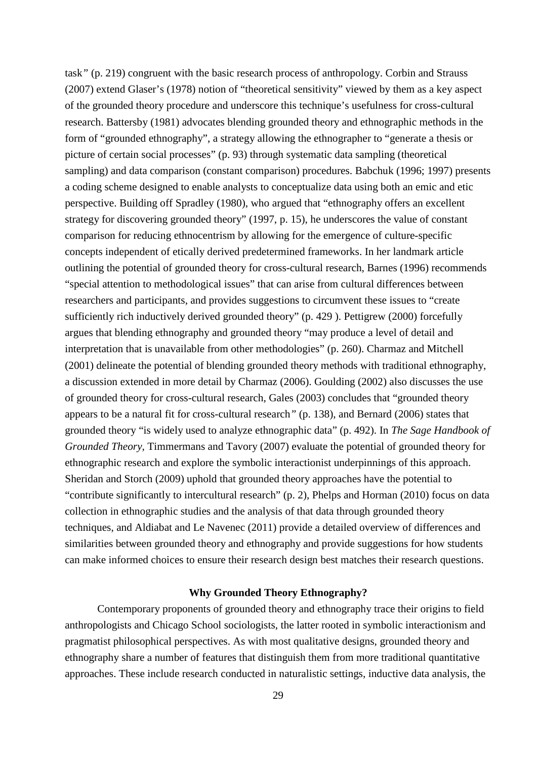task" (p. 219) congruent with the basic research process of anthropology. Corbin and Strauss (2007) extend Glaser's (1978) notion of "theoretical sensitivity" viewed by them as a key aspect of the grounded theory procedure and underscore this technique's usefulness for cross-cultural research. Battersby (1981) advocates blending grounded theory and ethnographic methods in the form of "grounded ethnography", a strategy allowing the ethnographer to "generate a thesis or picture of certain social processes" (p. 93) through systematic data sampling (theoretical sampling) and data comparison (constant comparison) procedures. Babchuk (1996; 1997) presents a coding scheme designed to enable analysts to conceptualize data using both an emic and etic perspective. Building off Spradley (1980), who argued that "ethnography offers an excellent strategy for discovering grounded theory" (1997, p. 15), he underscores the value of constant comparison for reducing ethnocentrism by allowing for the emergence of culture-specific concepts independent of etically derived predetermined frameworks. In her landmark article outlining the potential of grounded theory for cross-cultural research, Barnes (1996) recommends "special attention to methodological issues" that can arise from cultural differences between researchers and participants, and provides suggestions to circumvent these issues to "create sufficiently rich inductively derived grounded theory" (p. 429 ). Pettigrew (2000) forcefully argues that blending ethnography and grounded theory "may produce a level of detail and interpretation that is unavailable from other methodologies" (p. 260). Charmaz and Mitchell (2001) delineate the potential of blending grounded theory methods with traditional ethnography, a discussion extended in more detail by Charmaz (2006). Goulding (2002) also discusses the use of grounded theory for cross-cultural research, Gales (2003) concludes that "grounded theory appears to be a natural fit for cross-cultural research" (p. 138), and Bernard (2006) states that grounded theory "is widely used to analyze ethnographic data" (p. 492). In *The Sage Handbook of Grounded Theory*, Timmermans and Tavory (2007) evaluate the potential of grounded theory for ethnographic research and explore the symbolic interactionist underpinnings of this approach. Sheridan and Storch (2009) uphold that grounded theory approaches have the potential to "contribute significantly to intercultural research" (p. 2), Phelps and Horman (2010) focus on data collection in ethnographic studies and the analysis of that data through grounded theory techniques, and Aldiabat and Le Navenec (2011) provide a detailed overview of differences and similarities between grounded theory and ethnography and provide suggestions for how students can make informed choices to ensure their research design best matches their research questions.

## Why Grounded Theory Ethnography?

Contemporary proponents of grounded theory and ethnography trace their origins to field anthropologists and Chicago School sociologists, the latter rooted in symbolic interactionism and pragmatist philosophical perspectives. As with most qualitative designs, grounded theory and ethnography share a number of features that distinguish them from more traditional quantitative approaches. These include research conducted in naturalistic settings, inductive data analysis, the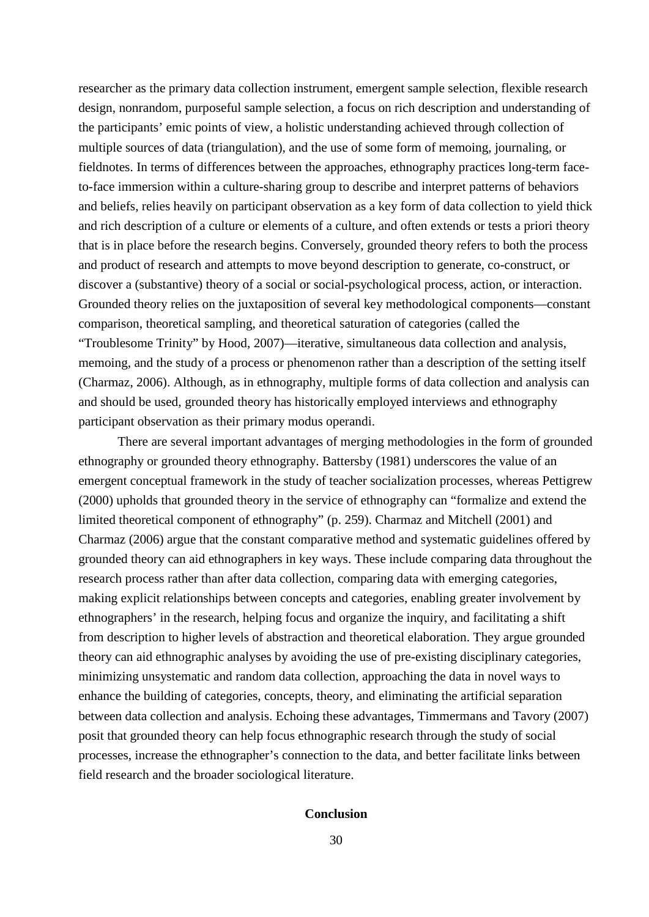researcher as the primary data collection instrument, emergent sample selection, flexible research design, nonrandom, purposeful sample selection, a focus on rich description and understanding of the participants' emic points of view, a holistic understanding achieved through collection of multiple sources of data (triangulation), and the use of some form of memoing, journaling, or fieldnotes. In terms of differences between the approaches, ethnography practices long-term face-to-face immersion within a culture-sharing group to describe and interpret patterns of behaviors and beliefs, relies heavily on participant observation as a key form of data collection to yield thick and rich description of a culture or elements of a culture, and often extends or tests a priori theory that is in place before the research begins. Conversely, grounded theory refers to both the process and product of research and attempts to move beyond description to generate, co-construct, or discover a (substantive) theory of a social or social-psychological process, action, or interaction. Grounded theory relies on the juxtaposition of several key methodological components—constant comparison, theoretical sampling, and theoretical saturation of categories (called the "Troublesome Trinity" by Hood, 2007)—iterative, simultaneous data collection and analysis, memoing, and the study of a process or phenomenon rather than a description of the setting itself (Charmaz, 2006). Although, as in ethnography, multiple forms of data collection and analysis can and should be used, grounded theory has historically employed interviews and ethnography participant observation as their primary modus operandi.

There are several important advantages of merging methodologies in the form of grounded ethnography or grounded theory ethnography. Battersby (1981) underscores the value of an emergent conceptual framework in the study of teacher socialization processes, whereas Pettigrew (2000) upholds that grounded theory in the service of ethnography can "formalize and extend the limited theoretical component of ethnography" (p. 259). Charmaz and Mitchell (2001) and Charmaz (2006) argue that the constant comparative method and systematic guidelines offered by grounded theory can aid ethnographers in key ways. These include comparing data throughout the research process rather than after data collection, comparing data with emerging categories, making explicit relationships between concepts and categories, enabling greater involvement by ethnographers' in the research, helping focus and organize the inquiry, and facilitating a shift from description to higher levels of abstraction and theoretical elaboration. They argue grounded theory can aid ethnographic analyses by avoiding the use of pre-existing disciplinary categories, minimizing unsystematic and random data collection, approaching the data in novel ways to enhance the building of categories, concepts, theory, and eliminating the artificial separation between data collection and analysis. Echoing these advantages, Timmermans and Tavory (2007) posit that grounded theory can help focus ethnographic research through the study of social processes, increase the ethnographer's connection to the data, and better facilitate links between field research and the broader sociological literature.

## Conclusion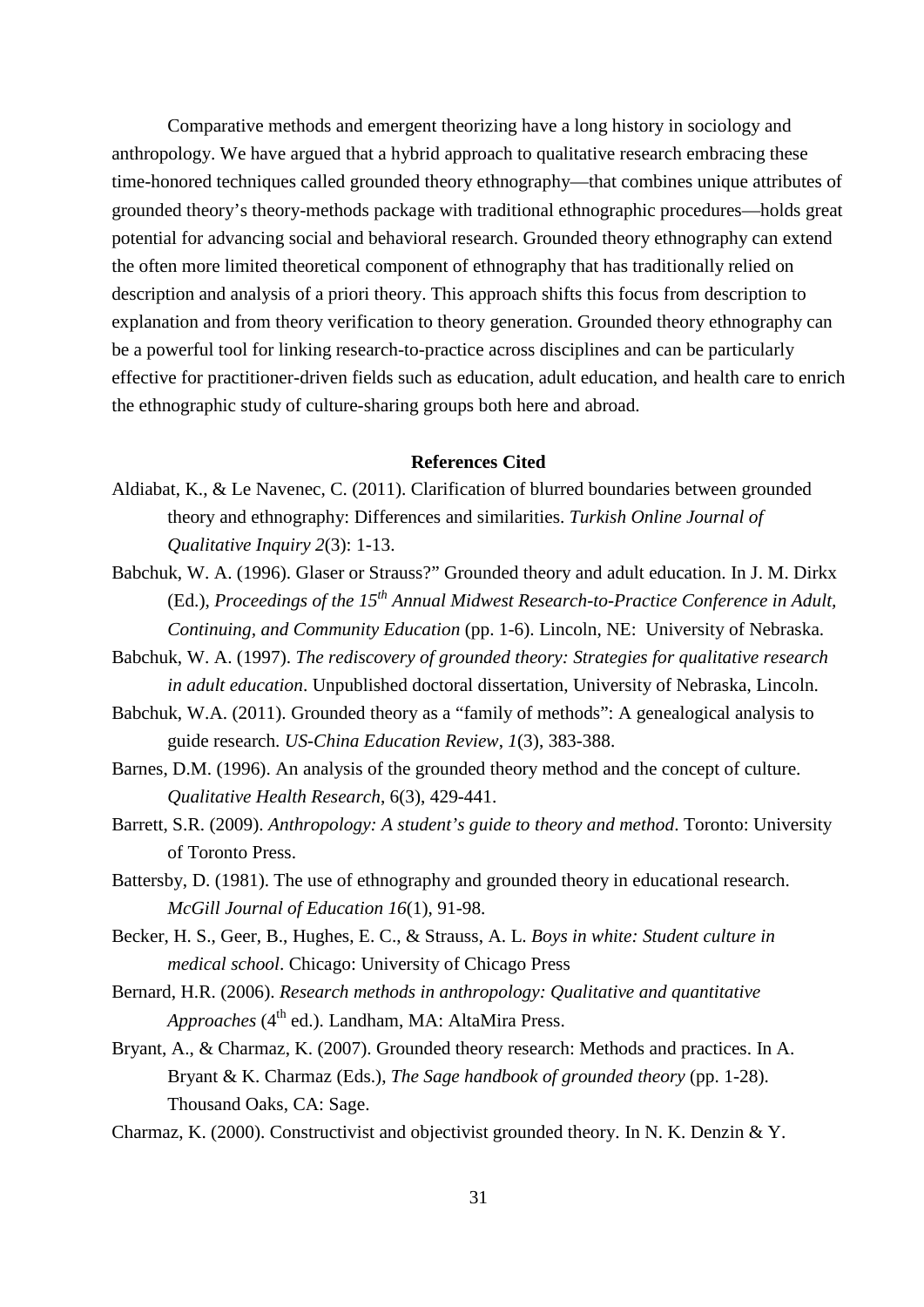Comparative methods and emergent theorizing have a long history in sociology and anthropology. We have argued that a hybrid approach to qualitative research embracing these time-honored techniques called grounded theory ethnography—that combines unique attributes of grounded theory's theory-methods package with traditional ethnographic procedures—holds great potential for advancing social and behavioral research. Grounded theory ethnography can extend the often more limited theoretical component of ethnography that has traditionally relied on description and analysis of a priori theory. This approach shifts this focus from description to explanation and from theory verification to theory generation. Grounded theory ethnography can be a powerful tool for linking research-to-practice across disciplines and can be particularly effective for practitioner-driven fields such as education, adult education, and health care to enrich the ethnographic study of culture-sharing groups both here and abroad.

**References Cited**

Aldiabat, K., & Le Navenec, C. (2011). Clarification of blurred boundaries between grounded theory and ethnography: Differences and similarities. *Turkish Online Journal of Qualitative Inquiry 2*(3): 1-13.

Babchuk, W. A. (1996). Glaser or Strauss?" Grounded theory and adult education. In J. M. Dirkx (Ed.), *Proceedings of the 15th Annual Midwest Research-to-Practice Conference in Adult, Continuing, and Community Education* (pp. 1-6). Lincoln, NE: University of Nebraska.

Babchuk, W. A. (1997). *The rediscovery of grounded theory: Strategies for qualitative research in adult education*. Unpublished doctoral dissertation, University of Nebraska, Lincoln.

Babchuk, W.A. (2011). Grounded theory as a "family of methods": A genealogical analysis to guide research. *US-China Education Review, 1*(3), 383-388.

Barnes, D.M. (1996). An analysis of the grounded theory method and the concept of culture. *Qualitative Health Research*, 6(3), 429-441.

Barrett, S.R. (2009). *Anthropology: A student's guide to theory and method*. Toronto: University of Toronto Press.

Battersby, D. (1981). The use of ethnography and grounded theory in educational research. *McGill Journal of Education 16*(1), 91-98.

Becker, H. S., Geer, B., Hughes, E. C., & Strauss, A. L. *Boys in white: Student culture in medical school*. Chicago: University of Chicago Press

Bernard, H.R. (2006). *Research methods in anthropology: Qualitative and quantitative Approaches* (4th ed.). Landham, MA: AltaMira Press.

Bryant, A., & Charmaz, K. (2007). Grounded theory research: Methods and practices. In A. Bryant & K. Charmaz (Eds.), *The Sage handbook of grounded theory* (pp. 1-28). Thousand Oaks, CA: Sage.

Charmaz, K. (2000). Constructivist and objectivist grounded theory. In N. K. Denzin & Y.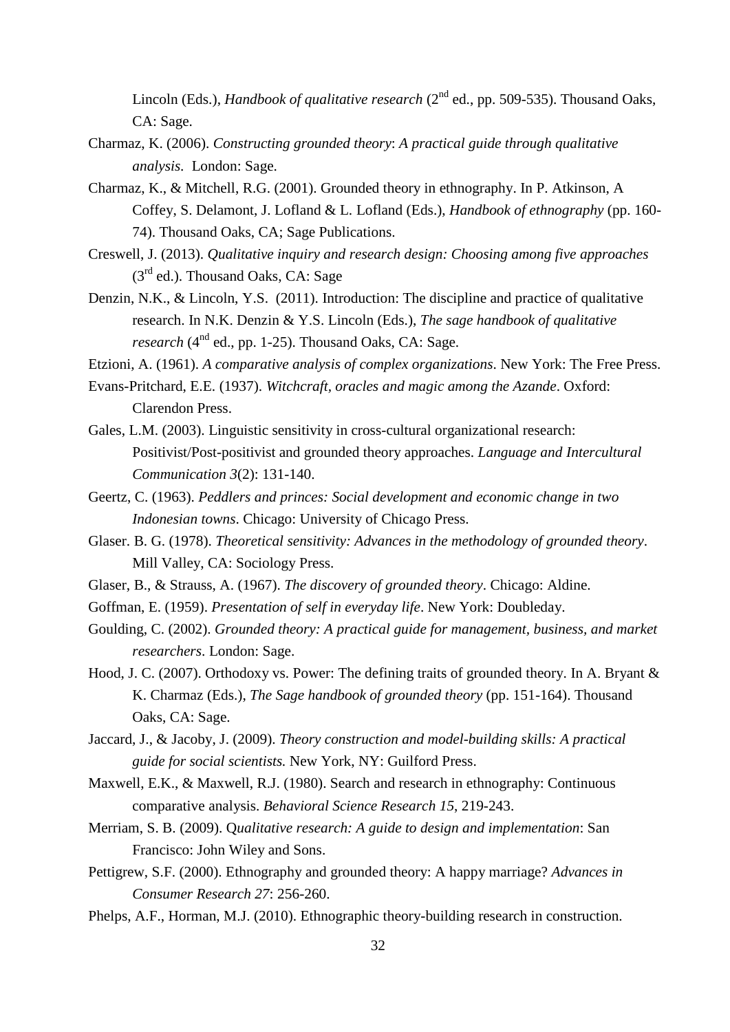Lincoln (Eds.), *Handbook of qualitative research* (2nd ed., pp. 509-535). Thousand Oaks, CA: Sage.

Charmaz, K. (2006). *Constructing grounded theory*: *A practical guide through qualitative analysis.* London: Sage.

Charmaz, K., & Mitchell, R.G. (2001). Grounded theory in ethnography. In P. Atkinson, A Coffey, S. Delamont, J. Lofland & L. Lofland (Eds.), *Handbook of ethnography* (pp. 160-74). Thousand Oaks, CA; Sage Publications.

Creswell, J. (2013). *Qualitative inquiry and research design: Choosing among five approaches* (3rd ed.). Thousand Oaks, CA: Sage

Denzin, N.K., & Lincoln, Y.S. (2011). Introduction: The discipline and practice of qualitative research. In N.K. Denzin & Y.S. Lincoln (Eds.), *The sage handbook of qualitative research* (4nd ed., pp. 1-25). Thousand Oaks, CA: Sage.

Etzioni, A. (1961). *A comparative analysis of complex organizations*. New York: The Free Press.

Evans-Pritchard, E.E. (1937). *Witchcraft, oracles and magic among the Azande*. Oxford: Clarendon Press.

Gales, L.M. (2003). Linguistic sensitivity in cross-cultural organizational research: Positivist/Post-positivist and grounded theory approaches. *Language and Intercultural Communication 3*(2): 131-140.

Geertz, C. (1963). *Peddlers and princes: Social development and economic change in two Indonesian towns*. Chicago: University of Chicago Press.

Glaser. B. G. (1978). *Theoretical sensitivity: Advances in the methodology of grounded theory*. Mill Valley, CA: Sociology Press.

Glaser, B., & Strauss, A. (1967). *The discovery of grounded theory*. Chicago: Aldine.

Goffman, E. (1959). *Presentation of self in everyday life*. New York: Doubleday.

Goulding, C. (2002). *Grounded theory: A practical guide for management, business, and market researchers*. London: Sage.

Hood, J. C. (2007). Orthodoxy vs. Power: The defining traits of grounded theory. In A. Bryant & K. Charmaz (Eds.), *The Sage handbook of grounded theory* (pp. 151-164). Thousand Oaks, CA: Sage.

Jaccard, J., & Jacoby, J. (2009). *Theory construction and model-building skills: A practical guide for social scientists.* New York, NY: Guilford Press.

Maxwell, E.K., & Maxwell, R.J. (1980). Search and research in ethnography: Continuous comparative analysis. *Behavioral Science Research 15*, 219-243.

Merriam, S. B. (2009). Q*ualitative research: A guide to design and implementation*: San Francisco: John Wiley and Sons.

Pettigrew, S.F. (2000). Ethnography and grounded theory: A happy marriage? *Advances in Consumer Research 27*: 256-260.

Phelps, A.F., Horman, M.J. (2010). Ethnographic theory-building research in construction.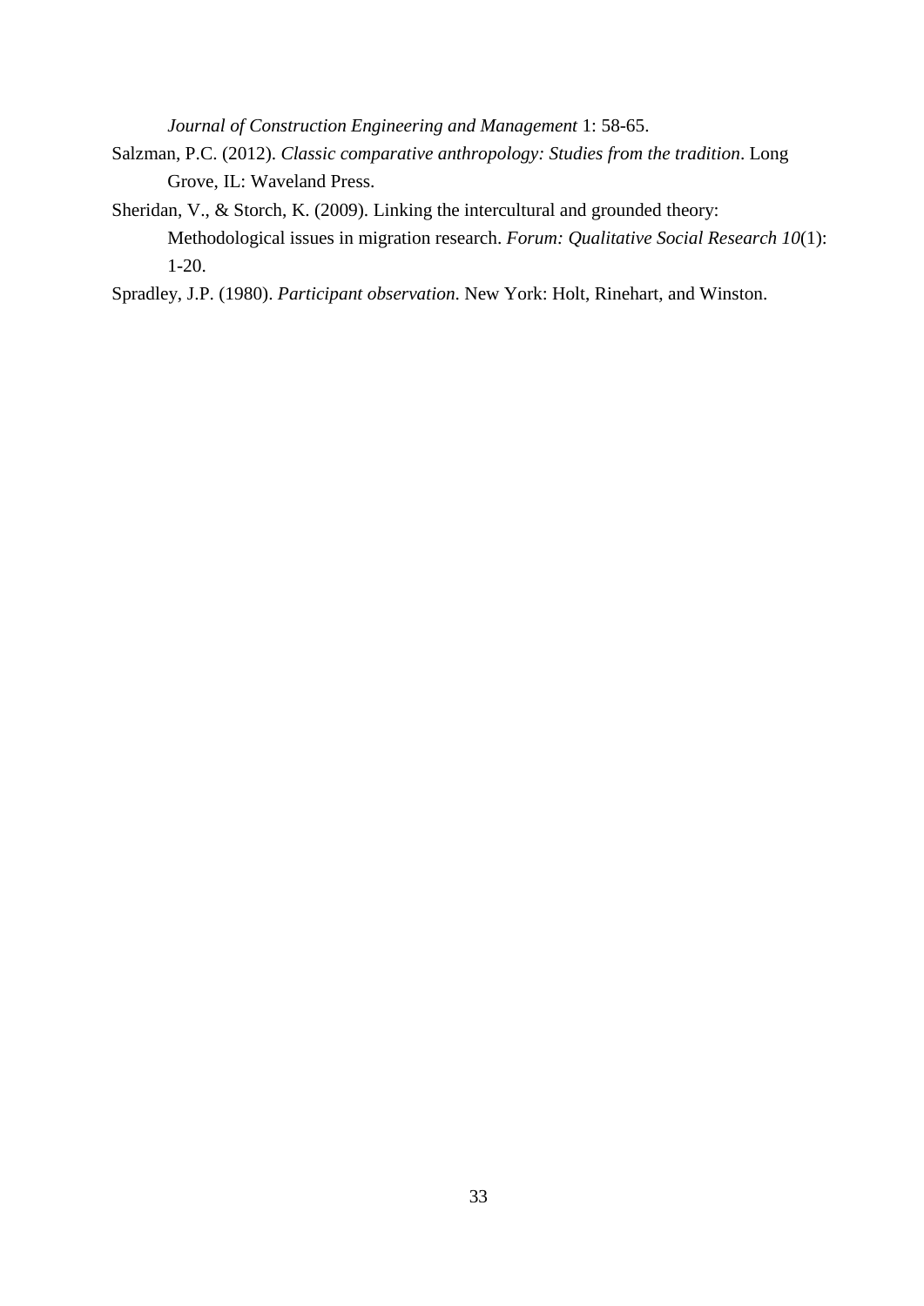*Journal of Construction Engineering and Management* 1: 58-65.

Salzman, P.C. (2012). *Classic comparative anthropology: Studies from the tradition*. Long Grove, IL: Waveland Press.

Sheridan, V., & Storch, K. (2009). Linking the intercultural and grounded theory: Methodological issues in migration research. *Forum: Qualitative Social Research 10*(1): 1-20.

Spradley, J.P. (1980). *Participant observation.* New York: Holt, Rinehart, and Winston.